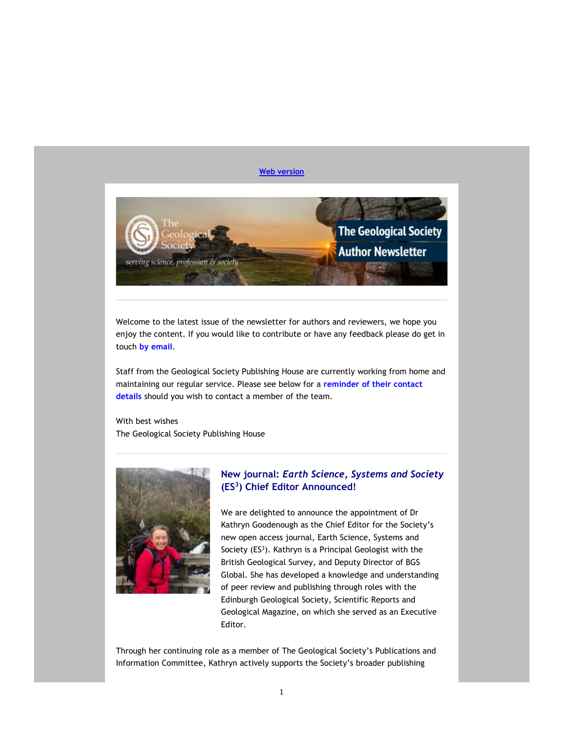Web version

Welcome to the latest issue of the newsletter for authors and reviewers, we hope you enjoy the content. If you would like to contribute or have any feedback please do get in touch **by email**.

Staff from the Geological Society Publishing House are currently working from home and maintaining our regular service. Please see below for a **reminder of their contact details** should you wish to contact a member of the team.

With best wishes
The Geological Society Publishing House

## New journal: *Earth Science, Systems and Society* ($ES^3$) Chief Editor Announced!

We are delighted to announce the appointment of Dr Kathryn Goodenough as the Chief Editor for the Society's new open access journal, Earth Science, Systems and Society ($ES^3$). Kathryn is a Principal Geologist with the British Geological Survey, and Deputy Director of BGS Global. She has developed a knowledge and understanding of peer review and publishing through roles with the Edinburgh Geological Society, Scientific Reports and Geological Magazine, on which she served as an Executive Editor.

Through her continuing role as a member of The Geological Society's Publications and Information Committee, Kathryn actively supports the Society's broader publishing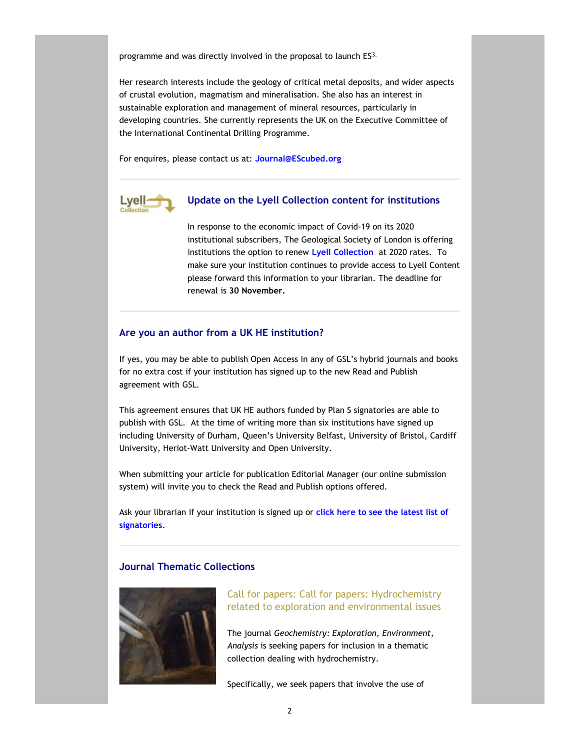programme and was directly involved in the proposal to launch ES$^{3}$.

Her research interests include the geology of critical metal deposits, and wider aspects of crustal evolution, magmatism and mineralisation. She also has an interest in sustainable exploration and management of mineral resources, particularly in developing countries. She currently represents the UK on the Executive Committee of the International Continental Drilling Programme.

For enquires, please contact us at: **Journal@EScubed.org**

---

## Update on the Lyell Collection content for institutions

In response to the economic impact of Covid-19 on its 2020 institutional subscribers, The Geological Society of London is offering institutions the option to renew Lyell Collection at 2020 rates. To make sure your institution continues to provide access to Lyell Content please forward this information to your librarian. The deadline for renewal is **30 November.**

---

## Are you an author from a UK HE institution?

If yes, you may be able to publish Open Access in any of GSL's hybrid journals and books for no extra cost if your institution has signed up to the new Read and Publish agreement with GSL.

This agreement ensures that UK HE authors funded by Plan S signatories are able to publish with GSL. At the time of writing more than six institutions have signed up including University of Durham, Queen's University Belfast, University of Bristol, Cardiff University, Heriot-Watt University and Open University.

When submitting your article for publication Editorial Manager (our online submission system) will invite you to check the Read and Publish options offered.

Ask your librarian if your institution is signed up or **click here to see the latest list of signatories**.

---

## Journal Thematic Collections

### Call for papers: Call for papers: Hydrochemistry related to exploration and environmental issues

The journal *Geochemistry: Exploration, Environment, Analysis* is seeking papers for inclusion in a thematic collection dealing with hydrochemistry.

Specifically, we seek papers that involve the use of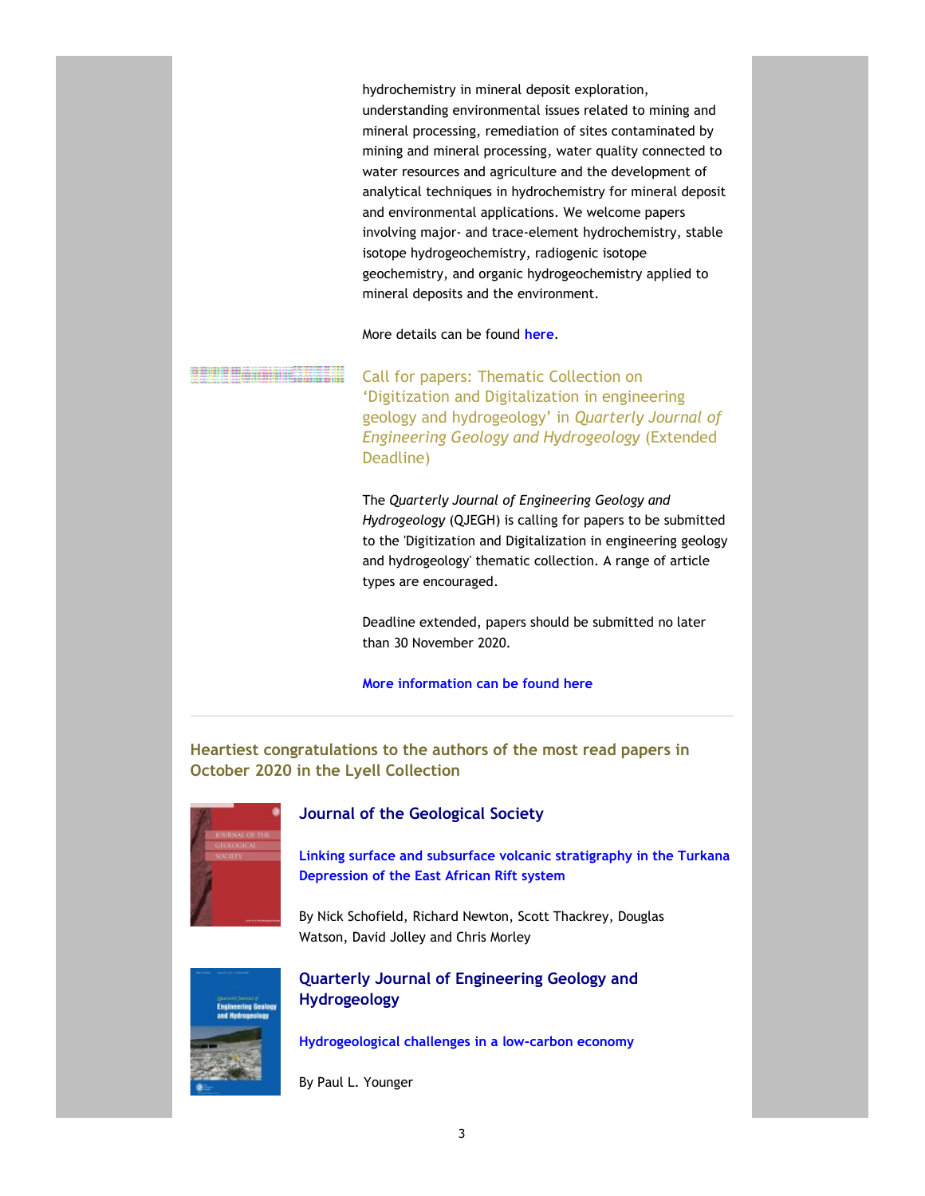hydrochemistry in mineral deposit exploration, understanding environmental issues related to mining and mineral processing, remediation of sites contaminated by mining and mineral processing, water quality connected to water resources and agriculture and the development of analytical techniques in hydrochemistry for mineral deposit and environmental applications. We welcome papers involving major- and trace-element hydrochemistry, stable isotope hydrogeochemistry, radiogenic isotope geochemistry, and organic hydrogeochemistry applied to mineral deposits and the environment.

More details can be found **here**.

### Call for papers: Thematic Collection on 'Digitization and Digitalization in engineering geology and hydrogeology' in *Quarterly Journal of Engineering Geology and Hydrogeology* (Extended Deadline)

The *Quarterly Journal of Engineering Geology and Hydrogeology* (QJEGH) is calling for papers to be submitted to the 'Digitization and Digitalization in engineering geology and hydrogeology' thematic collection. A range of article types are encouraged.

Deadline extended, papers should be submitted no later than 30 November 2020.

**More information can be found here**

---

## Heartiest congratulations to the authors of the most read papers in October 2020 in the Lyell Collection

### Journal of the Geological Society

**Linking surface and subsurface volcanic stratigraphy in the Turkana Depression of the East African Rift system**

By Nick Schofield, Richard Newton, Scott Thackrey, Douglas Watson, David Jolley and Chris Morley

### Quarterly Journal of Engineering Geology and Hydrogeology

**Hydrogeological challenges in a low-carbon economy**

By Paul L. Younger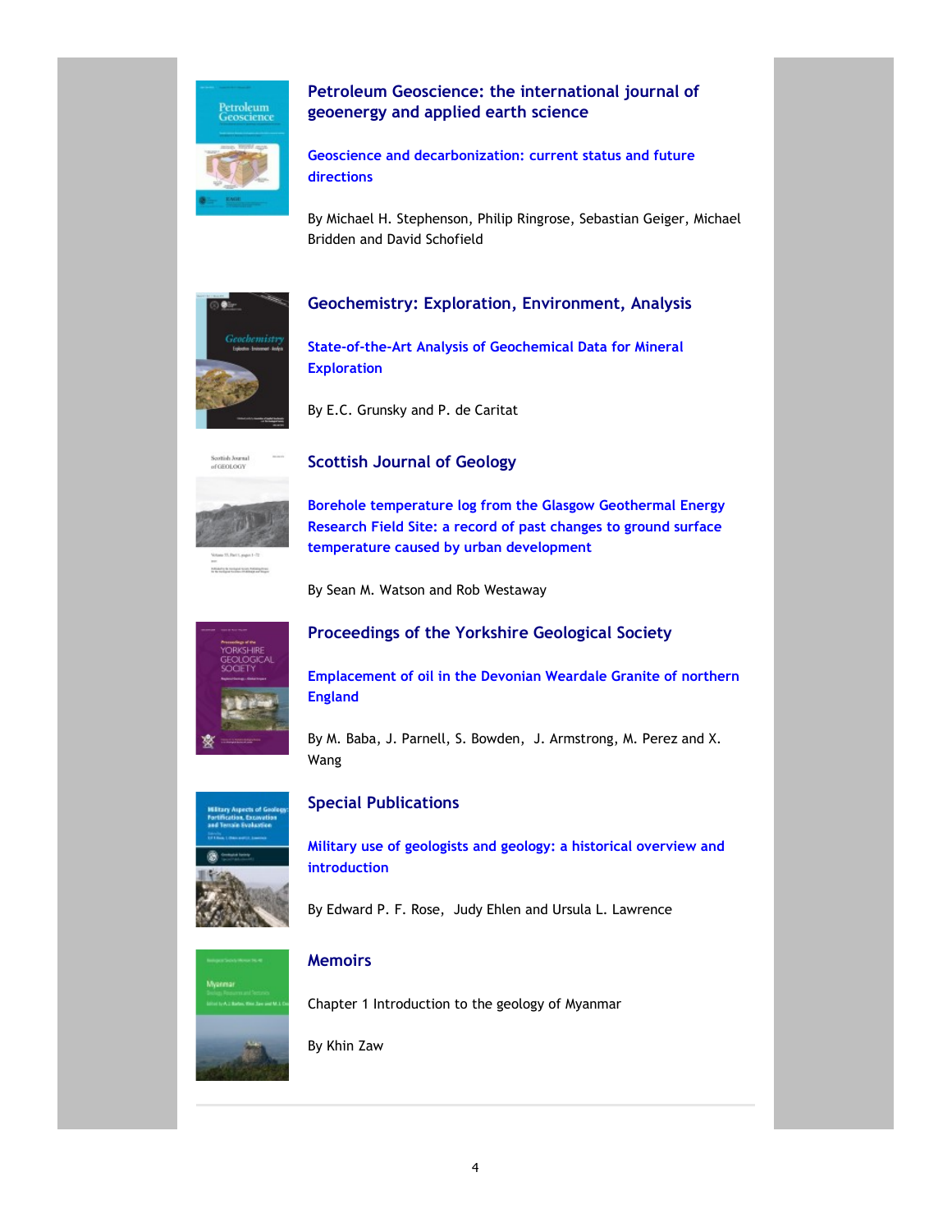## Petroleum Geoscience: the international journal of geoenergy and applied earth science

**Geoscience and decarbonization: current status and future directions**

By Michael H. Stephenson, Philip Ringrose, Sebastian Geiger, Michael Bridden and David Schofield

## Geochemistry: Exploration, Environment, Analysis

**State-of-the-Art Analysis of Geochemical Data for Mineral Exploration**

By E.C. Grunsky and P. de Caritat

## Scottish Journal of Geology

**Borehole temperature log from the Glasgow Geothermal Energy Research Field Site: a record of past changes to ground surface temperature caused by urban development**

By Sean M. Watson and Rob Westaway

## Proceedings of the Yorkshire Geological Society

**Emplacement of oil in the Devonian Weardale Granite of northern England**

By M. Baba, J. Parnell, S. Bowden, J. Armstrong, M. Perez and X. Wang

## Special Publications

**Military use of geologists and geology: a historical overview and introduction**

By Edward P. F. Rose, Judy Ehlen and Ursula L. Lawrence

## Memoirs

Chapter 1 Introduction to the geology of Myanmar

By Khin Zaw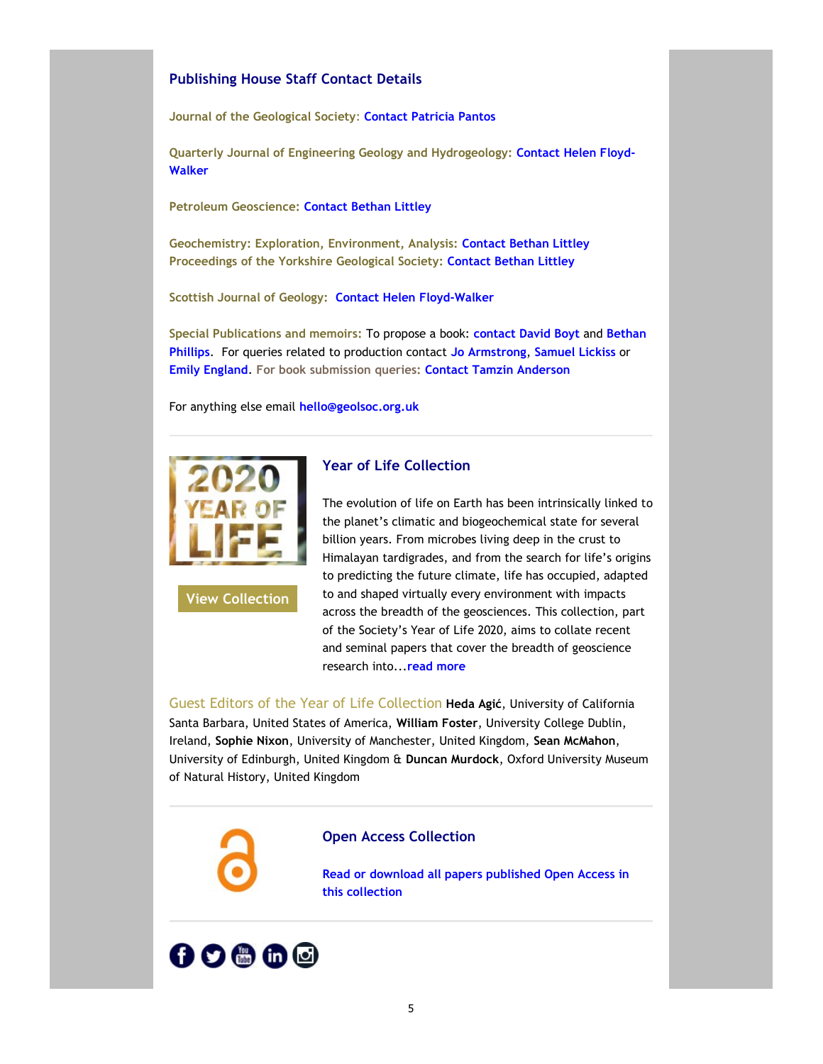## Publishing House Staff Contact Details

**Journal of the Geological Society: Contact Patricia Pantos**

**Quarterly Journal of Engineering Geology and Hydrogeology: Contact Helen Floyd-Walker**

**Petroleum Geoscience: Contact Bethan Littley**

**Geochemistry: Exploration, Environment, Analysis: Contact Bethan Littley**
**Proceedings of the Yorkshire Geological Society: Contact Bethan Littley**

**Scottish Journal of Geology: Contact Helen Floyd-Walker**

**Special Publications and memoirs:** To propose a book: **contact David Boyt** and **Bethan Phillips**. For queries related to production contact **Jo Armstrong**, **Samuel Lickiss** or **Emily England**. **For book submission queries: Contact Tamzin Anderson**

For anything else email **hello@geolsoc.org.uk**

---

2020 YEAR OF LIFE

View Collection

### Year of Life Collection

The evolution of life on Earth has been intrinsically linked to the planet's climatic and biogeochemical state for several billion years. From microbes living deep in the crust to Himalayan tardigrades, and from the search for life's origins to predicting the future climate, life has occupied, adapted to and shaped virtually every environment with impacts across the breadth of the geosciences. This collection, part of the Society's Year of Life 2020, aims to collate recent and seminal papers that cover the breadth of geoscience research into...**read more**

Guest Editors of the Year of Life Collection **Heda Agić**, University of California Santa Barbara, United States of America, **William Foster**, University College Dublin, Ireland, **Sophie Nixon**, University of Manchester, United Kingdom, **Sean McMahon**, University of Edinburgh, United Kingdom & **Duncan Murdock**, Oxford University Museum of Natural History, United Kingdom

---

### Open Access Collection

**Read or download all papers published Open Access in this collection**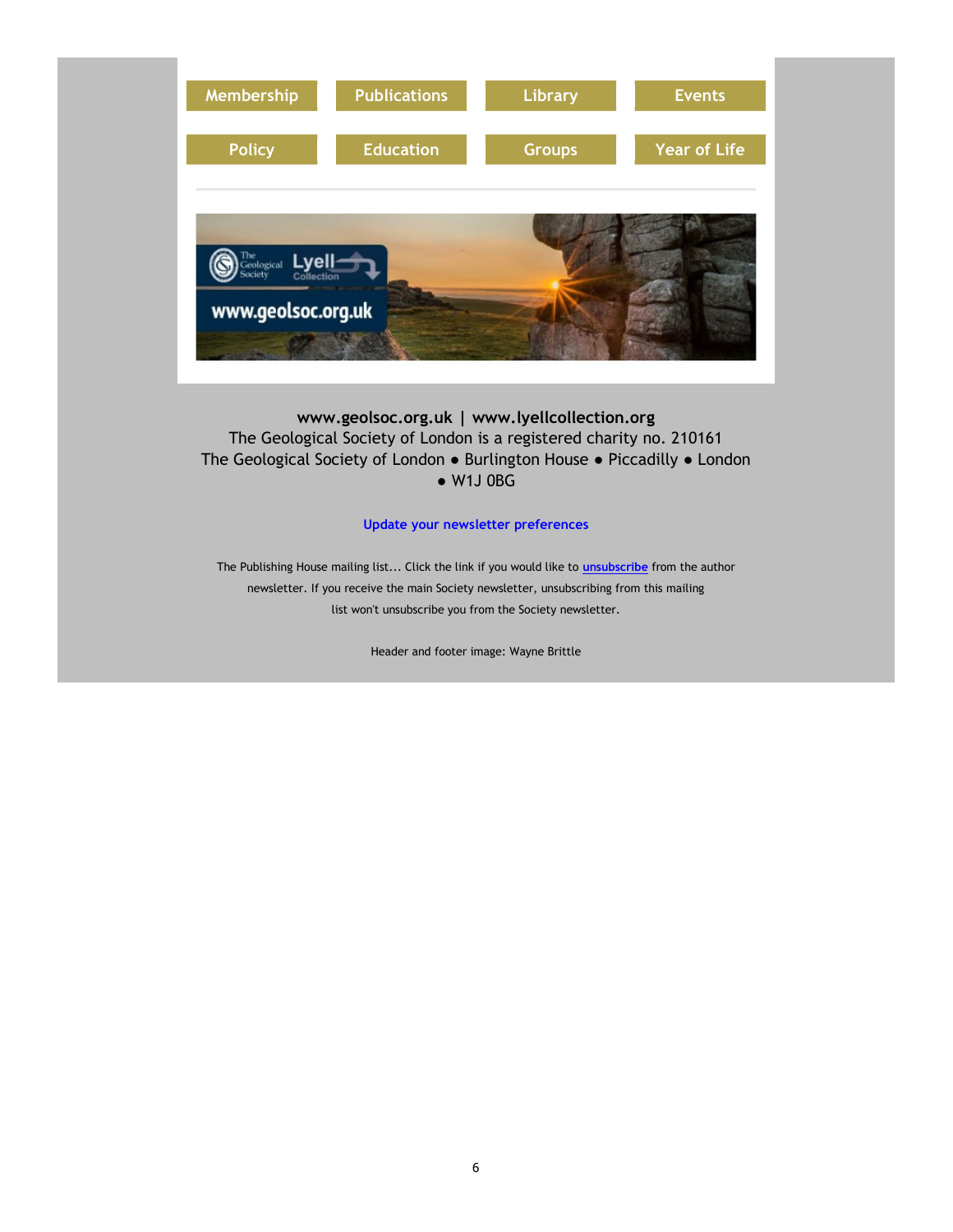Membership | Publications | Library | Events

Policy | Education | Groups | Year of Life

**www.geolsoc.org.uk | www.lyellcollection.org**

The Geological Society of London is a registered charity no. 210161

The Geological Society of London ● Burlington House ● Piccadilly ● London ● W1J 0BG

**Update your newsletter preferences**

The Publishing House mailing list... Click the link if you would like to **unsubscribe** from the author newsletter. If you receive the main Society newsletter, unsubscribing from this mailing list won't unsubscribe you from the Society newsletter.

Header and footer image: Wayne Brittle